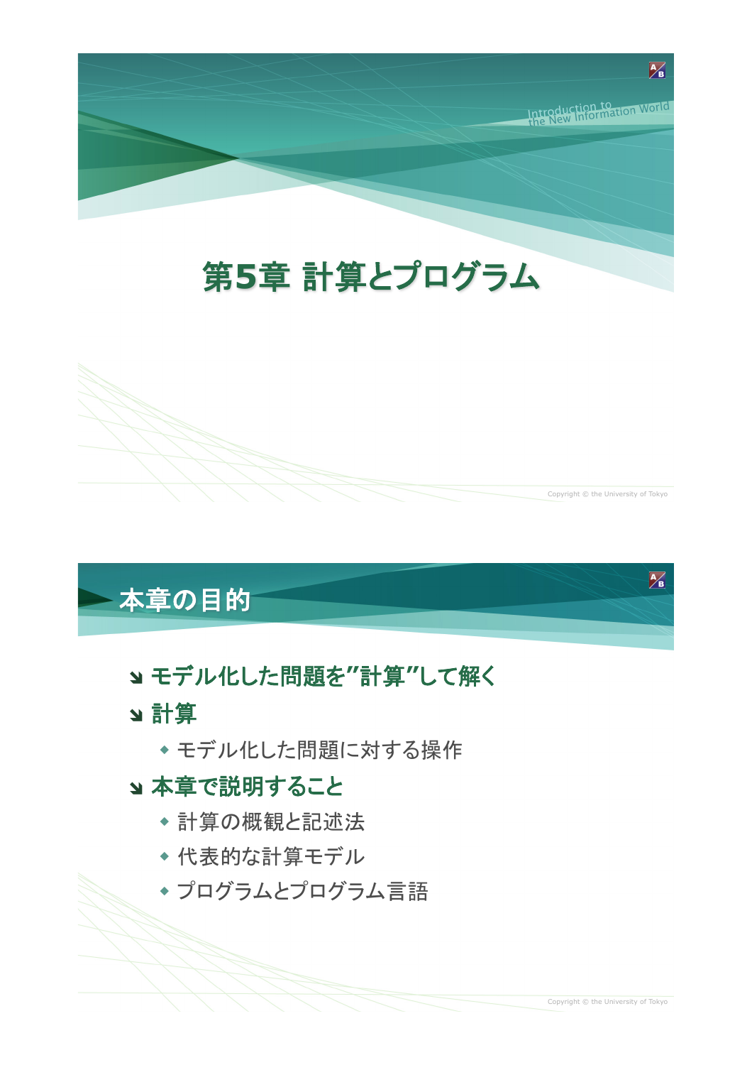# 第5章 計算とプログラム

## 本章の目的

- **モデル化した問題を”計算”して解く**
- **計算**
  - モデル化した問題に対する操作
- **本章で説明すること**
  - 計算の概観と記述法
  - 代表的な計算モデル
  - プログラムとプログラム言語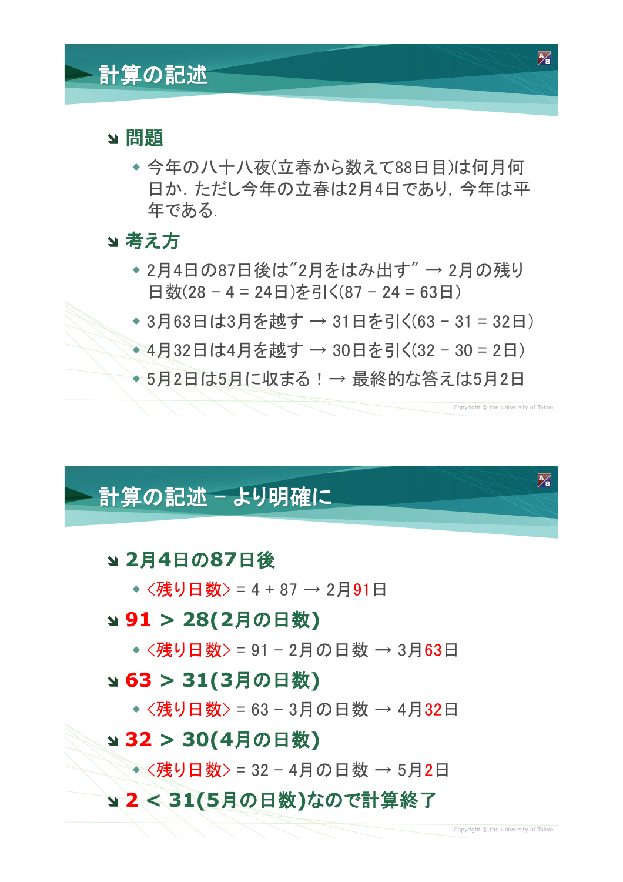## 計算の記述

- **問題**
  - 今年の八十八夜(立春から数えて88日目)は何月何日か. ただし今年の立春は2月4日であり, 今年は平年である.
- **考え方**
  - 2月4日の87日後は"2月をはみ出す" → 2月の残り日数(28 – 4 = 24日)を引く(87 – 24 = 63日)
  - 3月63日は3月を越す → 31日を引く(63 – 31 = 32日)
  - 4月32日は4月を越す → 30日を引く(32 – 30 = 2日)
  - 5月2日は5月に収まる！→ 最終的な答えは5月2日

## 計算の記述 – より明確に

- **2月4日の87日後**
  - <残り日数> = 4 + 87 → 2月91日
- **91 > 28(2月の日数)**
  - <残り日数> = 91 – 2月の日数 → 3月63日
- **63 > 31(3月の日数)**
  - <残り日数> = 63 – 3月の日数 → 4月32日
- **32 > 30(4月の日数)**
  - <残り日数> = 32 – 4月の日数 → 5月2日
- **2 < 31(5月の日数)なので計算終了**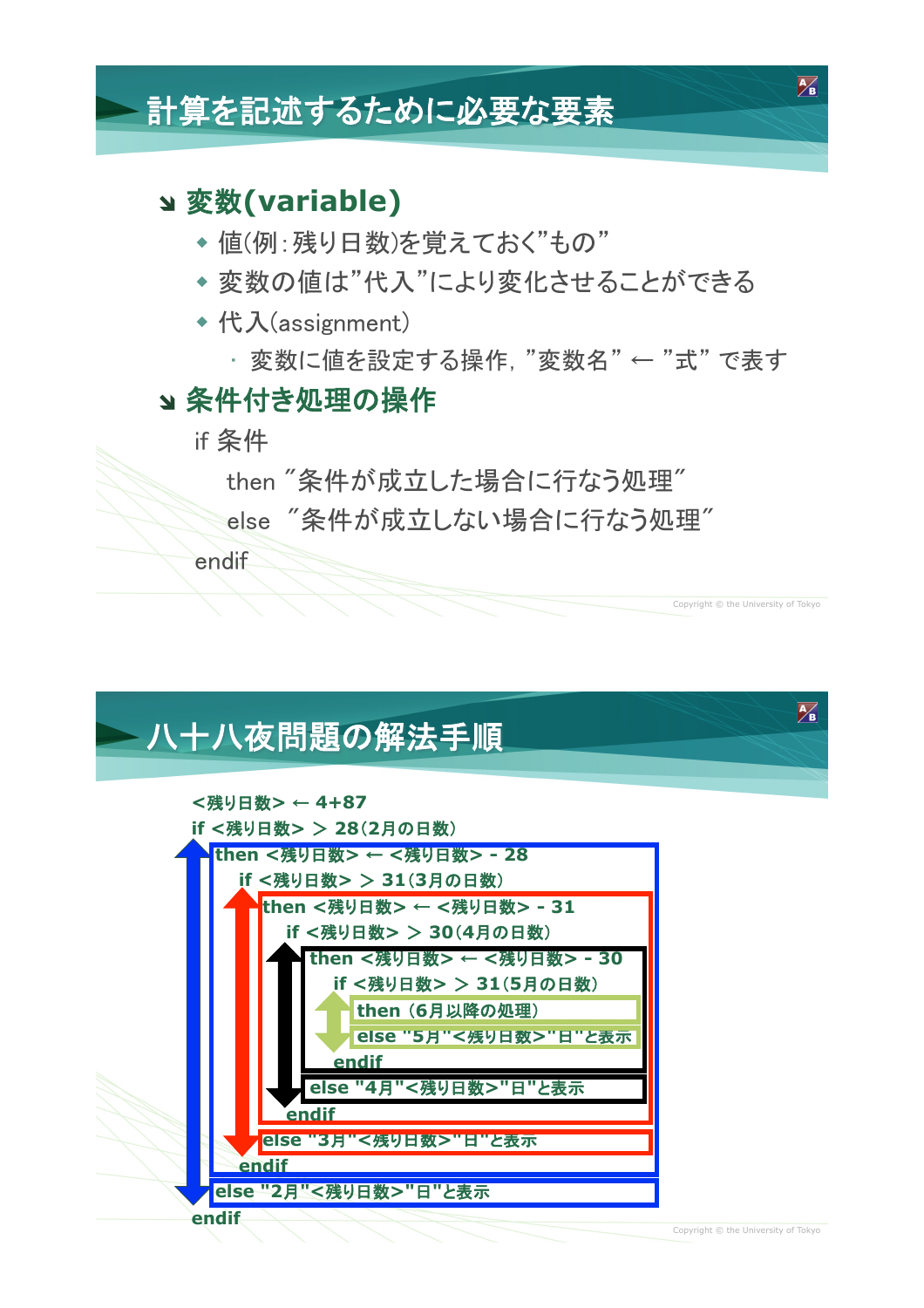# 計算を記述するために必要な要素

## 変数(variable)

- 値(例：残り日数)を覚えておく"もの"
- 変数の値は"代入"により変化させることができる
- 代入(assignment)
  - 変数に値を設定する操作，"変数名" ← "式" で表す

## 条件付き処理の操作

```
if 条件
   then "条件が成立した場合に行なう処理"
   else  "条件が成立しない場合に行なう処理"
endif
```

# 八十八夜問題の解法手順

```
<残り日数> ← 4+87
if <残り日数> ＞ 28(2月の日数)
then <残り日数> ← <残り日数> - 28
   if <残り日数> ＞ 31(3月の日数)
   then <残り日数> ← <残り日数> - 31
      if <残り日数> ＞ 30(4月の日数)
      then <残り日数> ← <残り日数> - 30
         if <残り日数> ＞ 31(5月の日数)
         then (6月以降の処理)
         else "5月"<残り日数>"日"と表示
         endif
      else "4月"<残り日数>"日"と表示
      endif
   else "3月"<残り日数>"日"と表示
   endif
else "2月"<残り日数>"日"と表示
endif
```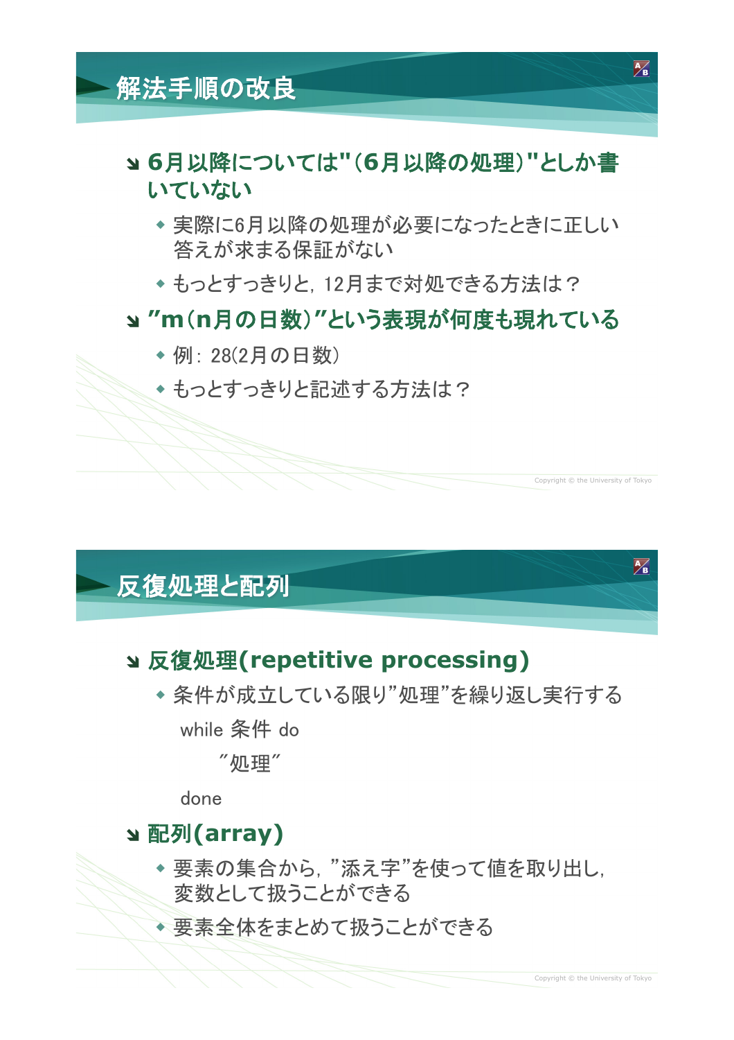## 解法手順の改良

- **6月以降については"(6月以降の処理)"としか書いていない**
  - 実際に6月以降の処理が必要になったときに正しい答えが求まる保証がない
  - もっとすっきりと，12月まで対処できる方法は？
- **"m(n月の日数)"という表現が何度も現れている**
  - 例：28(2月の日数)
  - もっとすっきりと記述する方法は？

## 反復処理と配列

- **反復処理(repetitive processing)**
  - 条件が成立している限り"処理"を繰り返し実行する

```
while 条件 do
    "処理"
done
```

- **配列(array)**
  - 要素の集合から，"添え字"を使って値を取り出し，変数として扱うことができる
  - 要素全体をまとめて扱うことができる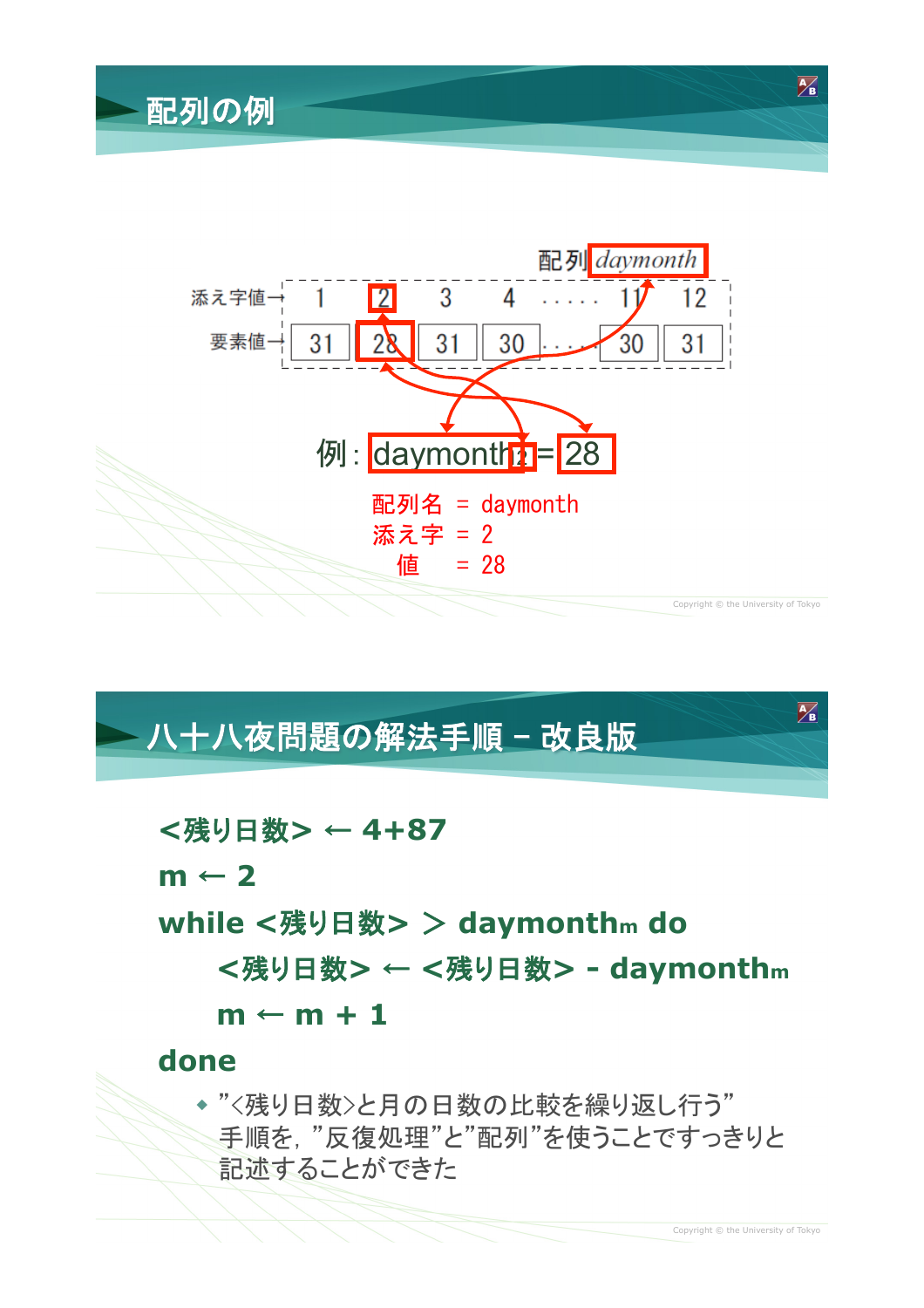## 配列の例

配列 *daymonth*

| | 1 | 2 | 3 | 4 | ..... | 11 | 12 |
|---|---|---|---|---|---|---|---|
| 添え字値→ | 1 | 2 | 3 | 4 | ..... | 11 | 12 |
| 要素値→ | 31 | 28 | 31 | 30 | ..... | 30 | 31 |

例：$daymonth_2 = 28$

配列名 = daymonth
添え字 = 2
値 = 28

## 八十八夜問題の解法手順 – 改良版

```
<残り日数> ← 4+87
m ← 2
while <残り日数> ＞ daymonth_m do
    <残り日数> ← <残り日数> - daymonth_m
    m ← m + 1
done
```

- ”<残り日数>と月の日数の比較を繰り返し行う” 手順を, ”反復処理”と”配列”を使うことですっきりと記述することができた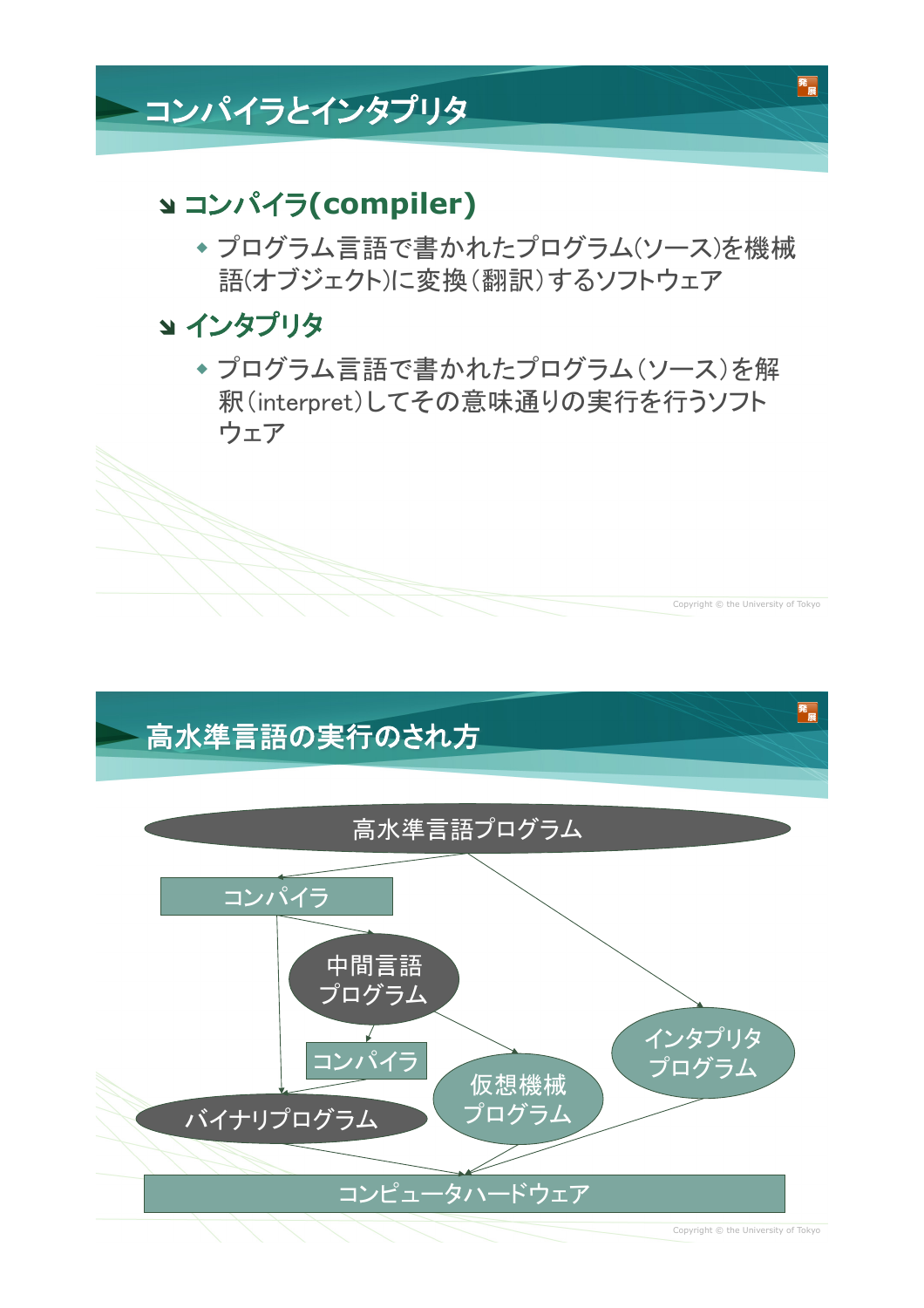## コンパイラとインタプリタ

- コンパイラ(compiler)
  - プログラム言語で書かれたプログラム(ソース)を機械語(オブジェクト)に変換（翻訳）するソフトウェア
- インタプリタ
  - プログラム言語で書かれたプログラム（ソース）を解釈（interpret）してその意味通りの実行を行うソフトウェア

## 高水準言語の実行のされ方

高水準言語プログラム

コンパイラ

中間言語プログラム

コンパイラ

バイナリプログラム

仮想機械プログラム

インタプリタプログラム

コンピュータハードウェア